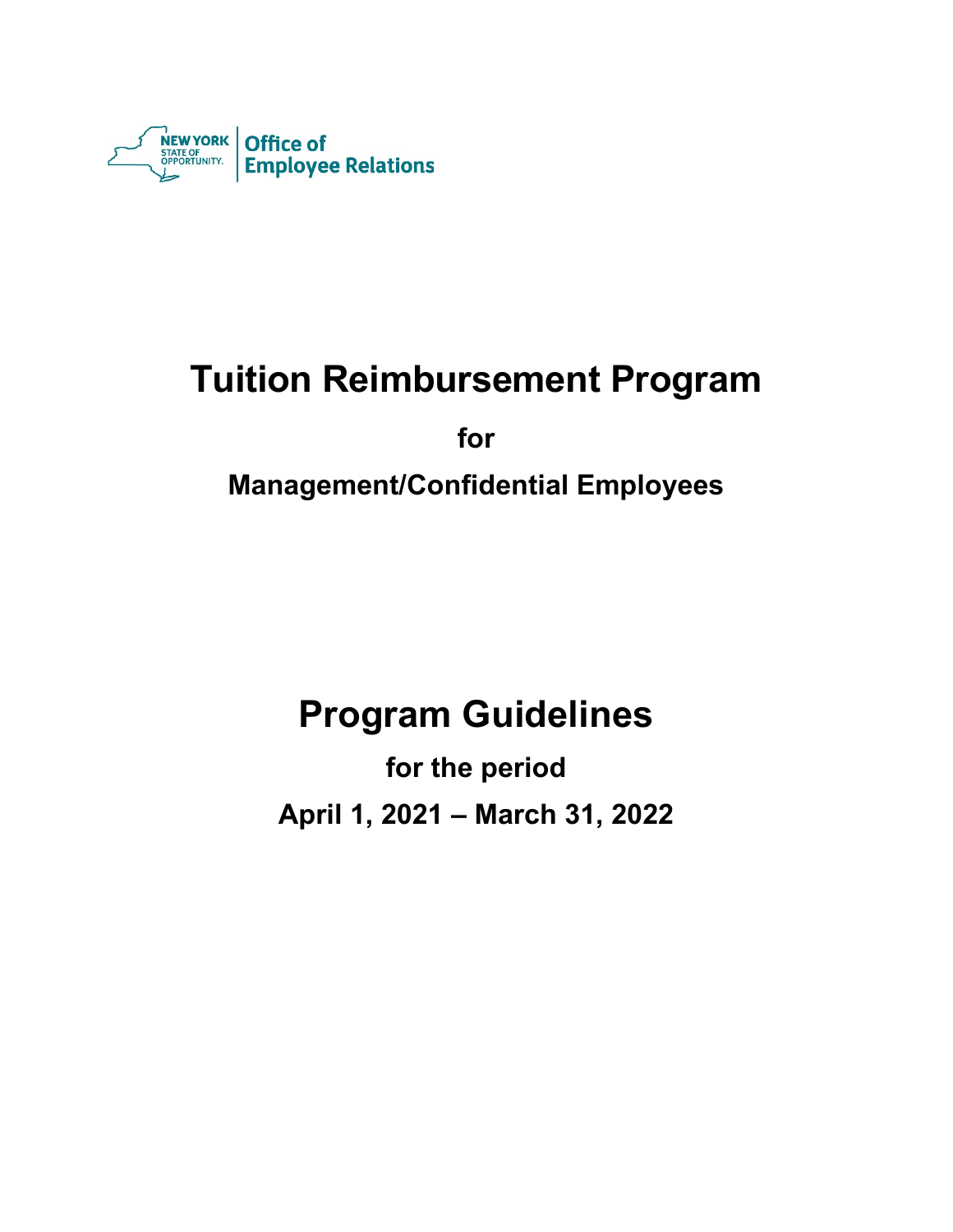NEW YORK STATE OF OPPORTUNITY. | Office of Employee Relations

# Tuition Reimbursement Program

## for

## Management/Confidential Employees

# Program Guidelines

## for the period

## April 1, 2021 – March 31, 2022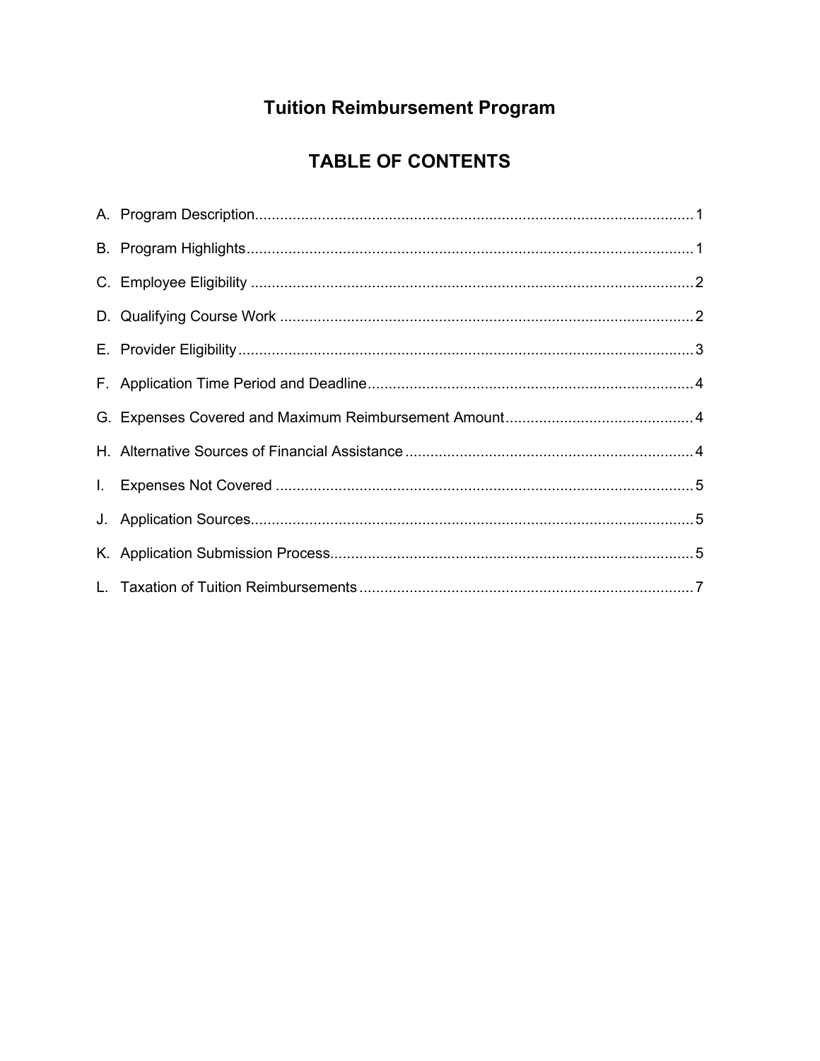# Tuition Reimbursement Program

## TABLE OF CONTENTS

A. Program Description........................................................................................................1

B. Program Highlights..........................................................................................................1

C. Employee Eligibility ........................................................................................................2

D. Qualifying Course Work .................................................................................................2

E. Provider Eligibility............................................................................................................3

F. Application Time Period and Deadline.............................................................................4

G. Expenses Covered and Maximum Reimbursement Amount............................................4

H. Alternative Sources of Financial Assistance ....................................................................4

I. Expenses Not Covered ...................................................................................................5

J. Application Sources.........................................................................................................5

K. Application Submission Process......................................................................................5

L. Taxation of Tuition Reimbursements ...............................................................................7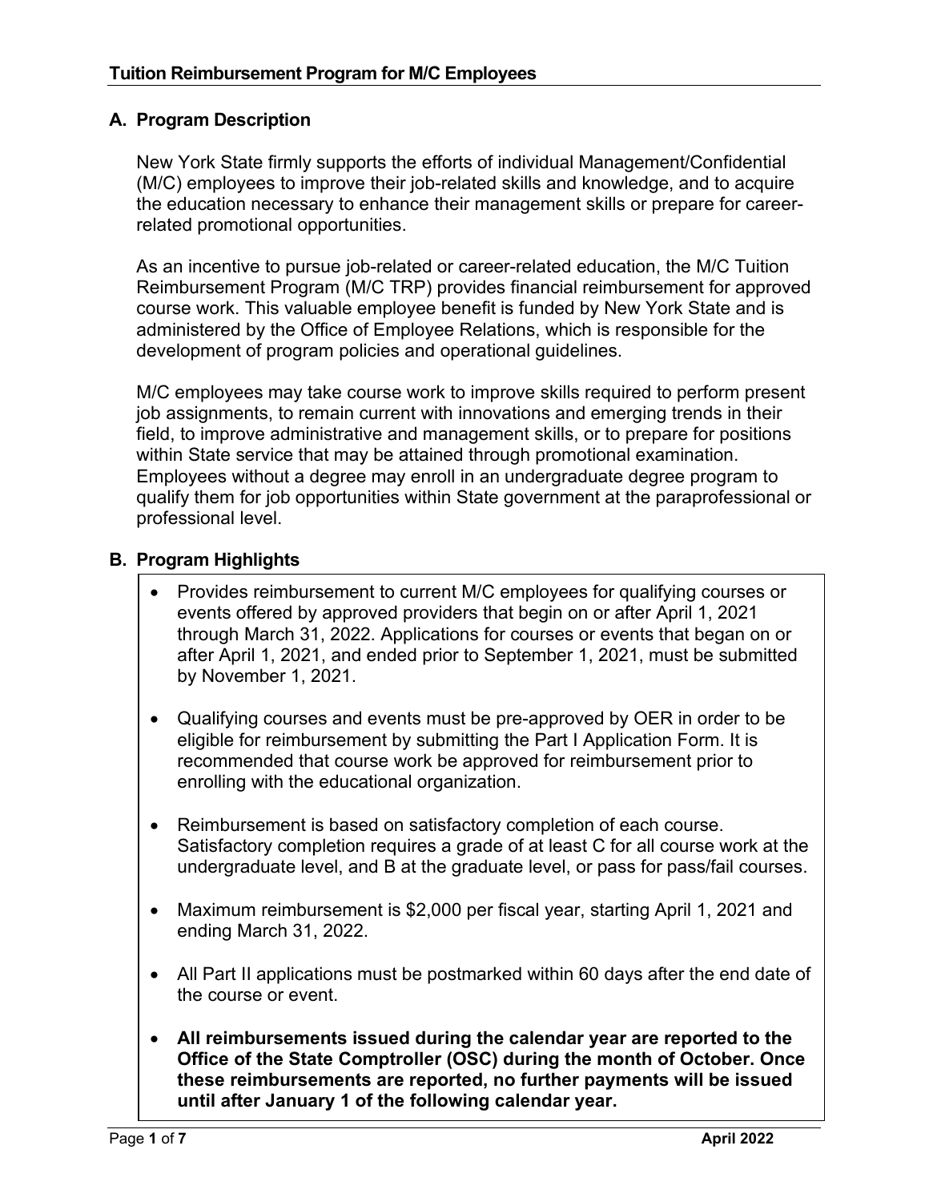## Tuition Reimbursement Program for M/C Employees

### A. Program Description

New York State firmly supports the efforts of individual Management/Confidential (M/C) employees to improve their job-related skills and knowledge, and to acquire the education necessary to enhance their management skills or prepare for career-related promotional opportunities.

As an incentive to pursue job-related or career-related education, the M/C Tuition Reimbursement Program (M/C TRP) provides financial reimbursement for approved course work. This valuable employee benefit is funded by New York State and is administered by the Office of Employee Relations, which is responsible for the development of program policies and operational guidelines.

M/C employees may take course work to improve skills required to perform present job assignments, to remain current with innovations and emerging trends in their field, to improve administrative and management skills, or to prepare for positions within State service that may be attained through promotional examination. Employees without a degree may enroll in an undergraduate degree program to qualify them for job opportunities within State government at the paraprofessional or professional level.

### B. Program Highlights

- Provides reimbursement to current M/C employees for qualifying courses or events offered by approved providers that begin on or after April 1, 2021 through March 31, 2022. Applications for courses or events that began on or after April 1, 2021, and ended prior to September 1, 2021, must be submitted by November 1, 2021.
- Qualifying courses and events must be pre-approved by OER in order to be eligible for reimbursement by submitting the Part I Application Form. It is recommended that course work be approved for reimbursement prior to enrolling with the educational organization.
- Reimbursement is based on satisfactory completion of each course. Satisfactory completion requires a grade of at least C for all course work at the undergraduate level, and B at the graduate level, or pass for pass/fail courses.
- Maximum reimbursement is $2,000 per fiscal year, starting April 1, 2021 and ending March 31, 2022.
- All Part II applications must be postmarked within 60 days after the end date of the course or event.
- **All reimbursements issued during the calendar year are reported to the Office of the State Comptroller (OSC) during the month of October. Once these reimbursements are reported, no further payments will be issued until after January 1 of the following calendar year.**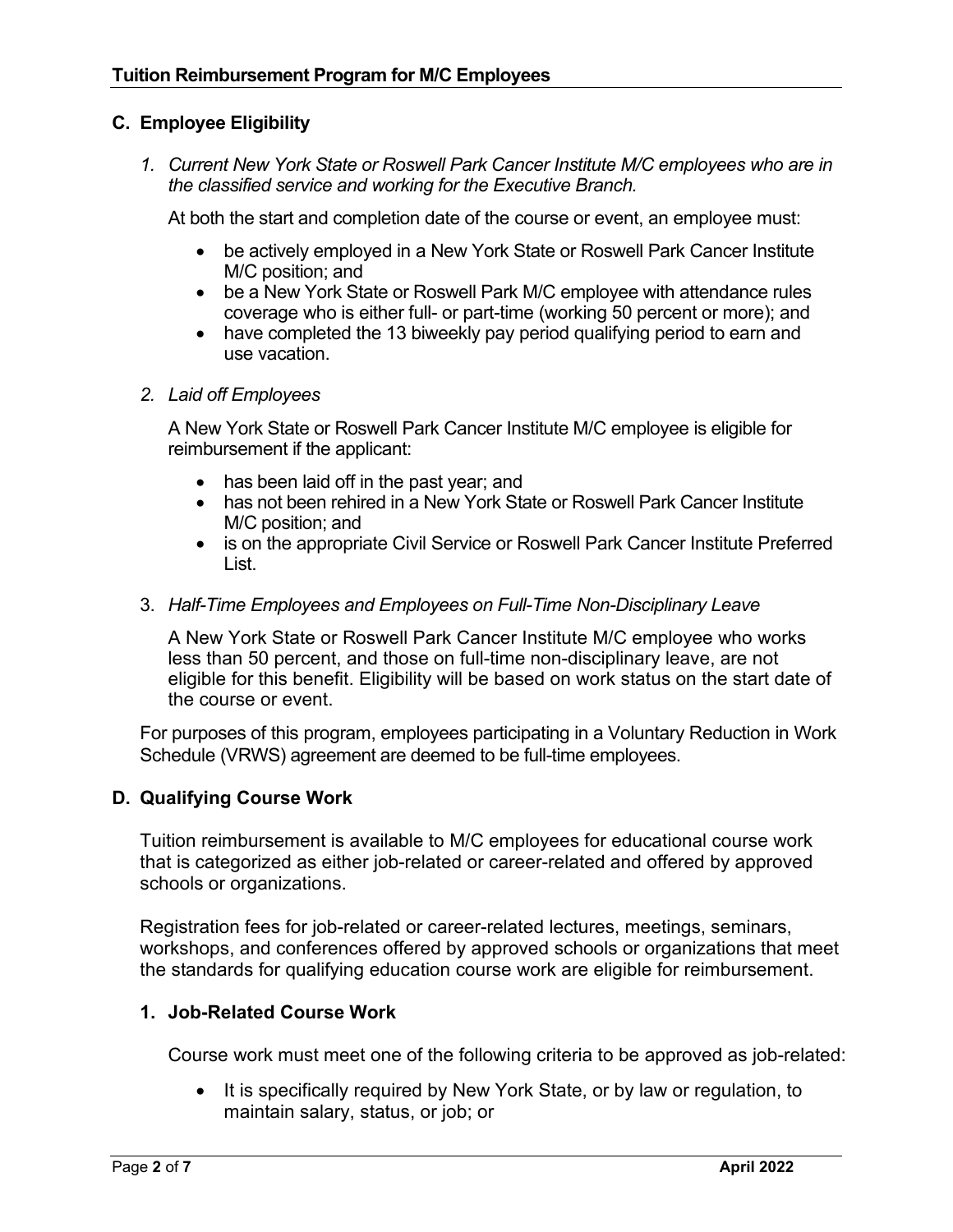## C. Employee Eligibility

*1. Current New York State or Roswell Park Cancer Institute M/C employees who are in the classified service and working for the Executive Branch.*

At both the start and completion date of the course or event, an employee must:

- be actively employed in a New York State or Roswell Park Cancer Institute M/C position; and
- be a New York State or Roswell Park M/C employee with attendance rules coverage who is either full- or part-time (working 50 percent or more); and
- have completed the 13 biweekly pay period qualifying period to earn and use vacation.

*2. Laid off Employees*

A New York State or Roswell Park Cancer Institute M/C employee is eligible for reimbursement if the applicant:

- has been laid off in the past year; and
- has not been rehired in a New York State or Roswell Park Cancer Institute M/C position; and
- is on the appropriate Civil Service or Roswell Park Cancer Institute Preferred List.

3. *Half-Time Employees and Employees on Full-Time Non-Disciplinary Leave*

A New York State or Roswell Park Cancer Institute M/C employee who works less than 50 percent, and those on full-time non-disciplinary leave, are not eligible for this benefit. Eligibility will be based on work status on the start date of the course or event.

For purposes of this program, employees participating in a Voluntary Reduction in Work Schedule (VRWS) agreement are deemed to be full-time employees.

## D. Qualifying Course Work

Tuition reimbursement is available to M/C employees for educational course work that is categorized as either job-related or career-related and offered by approved schools or organizations.

Registration fees for job-related or career-related lectures, meetings, seminars, workshops, and conferences offered by approved schools or organizations that meet the standards for qualifying education course work are eligible for reimbursement.

### 1. Job-Related Course Work

Course work must meet one of the following criteria to be approved as job-related:

- It is specifically required by New York State, or by law or regulation, to maintain salary, status, or job; or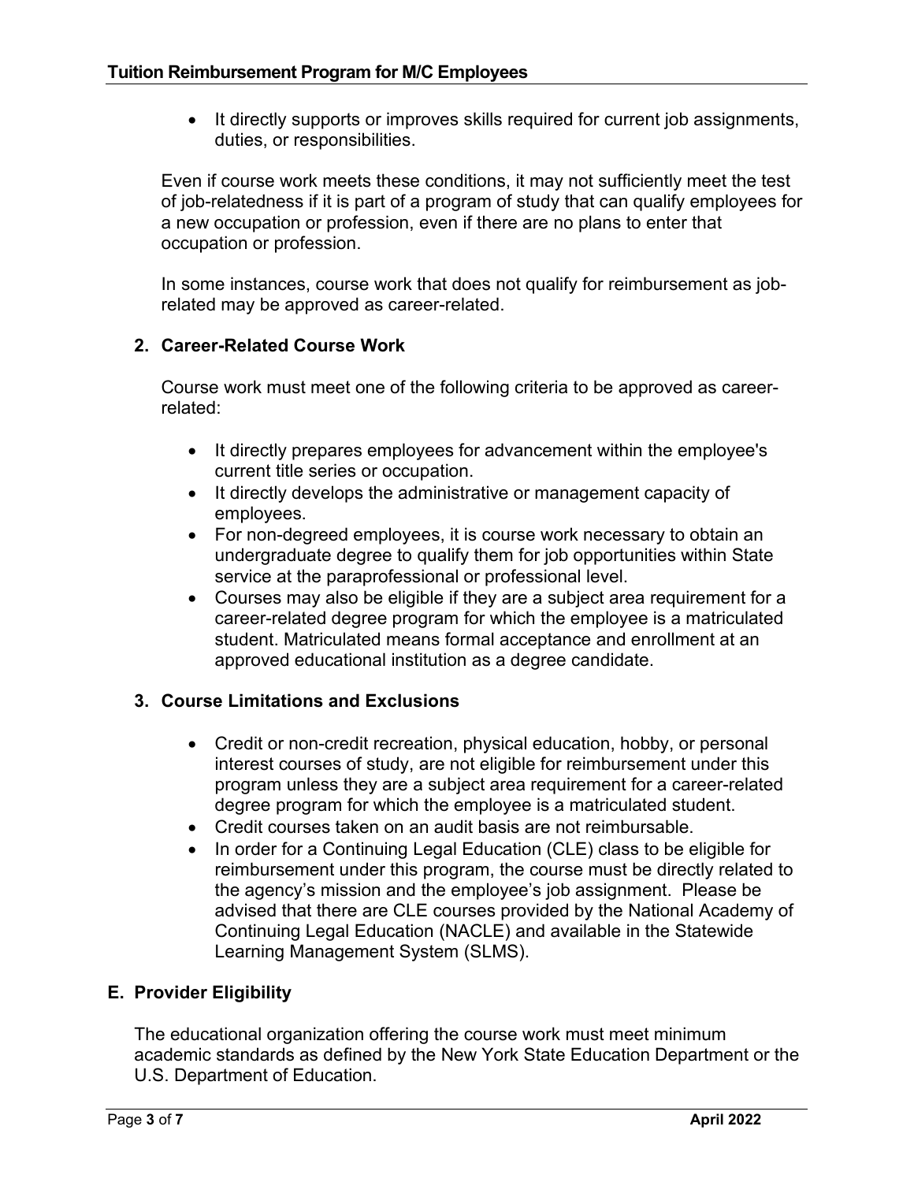- It directly supports or improves skills required for current job assignments, duties, or responsibilities.

Even if course work meets these conditions, it may not sufficiently meet the test of job-relatedness if it is part of a program of study that can qualify employees for a new occupation or profession, even if there are no plans to enter that occupation or profession.

In some instances, course work that does not qualify for reimbursement as job-related may be approved as career-related.

### 2. Career-Related Course Work

Course work must meet one of the following criteria to be approved as career-related:

- It directly prepares employees for advancement within the employee's current title series or occupation.
- It directly develops the administrative or management capacity of employees.
- For non-degreed employees, it is course work necessary to obtain an undergraduate degree to qualify them for job opportunities within State service at the paraprofessional or professional level.
- Courses may also be eligible if they are a subject area requirement for a career-related degree program for which the employee is a matriculated student. Matriculated means formal acceptance and enrollment at an approved educational institution as a degree candidate.

### 3. Course Limitations and Exclusions

- Credit or non-credit recreation, physical education, hobby, or personal interest courses of study, are not eligible for reimbursement under this program unless they are a subject area requirement for a career-related degree program for which the employee is a matriculated student.
- Credit courses taken on an audit basis are not reimbursable.
- In order for a Continuing Legal Education (CLE) class to be eligible for reimbursement under this program, the course must be directly related to the agency's mission and the employee's job assignment. Please be advised that there are CLE courses provided by the National Academy of Continuing Legal Education (NACLE) and available in the Statewide Learning Management System (SLMS).

## E. Provider Eligibility

The educational organization offering the course work must meet minimum academic standards as defined by the New York State Education Department or the U.S. Department of Education.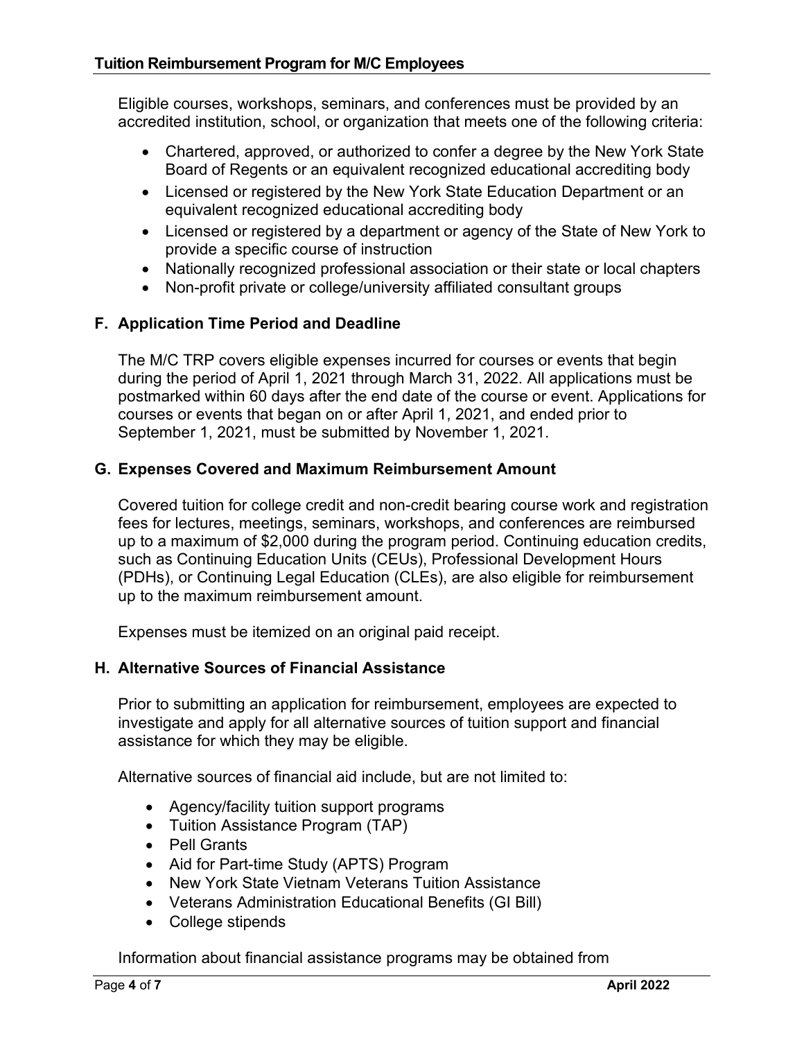Eligible courses, workshops, seminars, and conferences must be provided by an accredited institution, school, or organization that meets one of the following criteria:

- Chartered, approved, or authorized to confer a degree by the New York State Board of Regents or an equivalent recognized educational accrediting body
- Licensed or registered by the New York State Education Department or an equivalent recognized educational accrediting body
- Licensed or registered by a department or agency of the State of New York to provide a specific course of instruction
- Nationally recognized professional association or their state or local chapters
- Non-profit private or college/university affiliated consultant groups

### F. Application Time Period and Deadline

The M/C TRP covers eligible expenses incurred for courses or events that begin during the period of April 1, 2021 through March 31, 2022. All applications must be postmarked within 60 days after the end date of the course or event. Applications for courses or events that began on or after April 1, 2021, and ended prior to September 1, 2021, must be submitted by November 1, 2021.

### G. Expenses Covered and Maximum Reimbursement Amount

Covered tuition for college credit and non-credit bearing course work and registration fees for lectures, meetings, seminars, workshops, and conferences are reimbursed up to a maximum of $2,000 during the program period. Continuing education credits, such as Continuing Education Units (CEUs), Professional Development Hours (PDHs), or Continuing Legal Education (CLEs), are also eligible for reimbursement up to the maximum reimbursement amount.

Expenses must be itemized on an original paid receipt.

### H. Alternative Sources of Financial Assistance

Prior to submitting an application for reimbursement, employees are expected to investigate and apply for all alternative sources of tuition support and financial assistance for which they may be eligible.

Alternative sources of financial aid include, but are not limited to:

- Agency/facility tuition support programs
- Tuition Assistance Program (TAP)
- Pell Grants
- Aid for Part-time Study (APTS) Program
- New York State Vietnam Veterans Tuition Assistance
- Veterans Administration Educational Benefits (GI Bill)
- College stipends

Information about financial assistance programs may be obtained from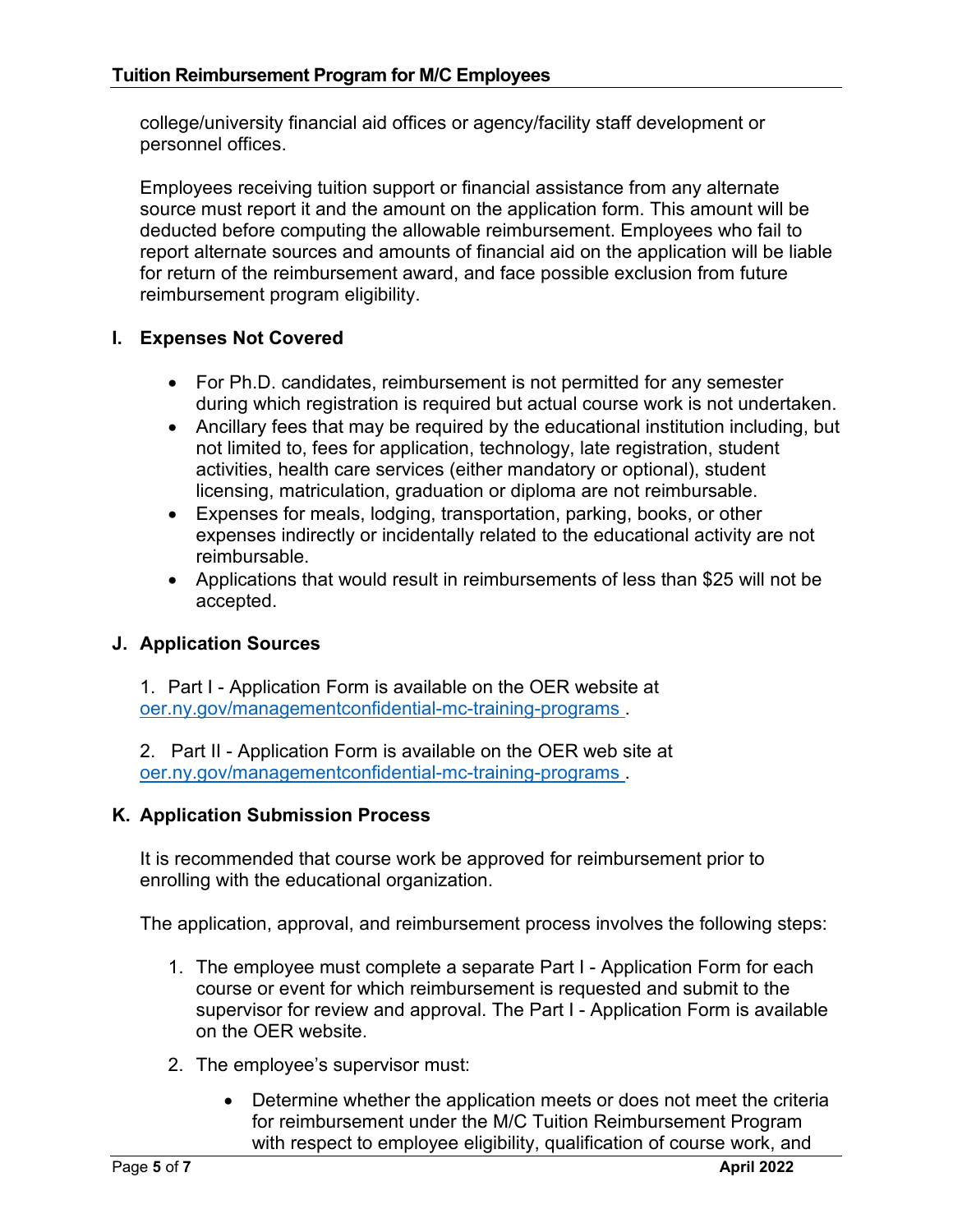college/university financial aid offices or agency/facility staff development or personnel offices.

Employees receiving tuition support or financial assistance from any alternate source must report it and the amount on the application form. This amount will be deducted before computing the allowable reimbursement. Employees who fail to report alternate sources and amounts of financial aid on the application will be liable for return of the reimbursement award, and face possible exclusion from future reimbursement program eligibility.

## I. Expenses Not Covered

- For Ph.D. candidates, reimbursement is not permitted for any semester during which registration is required but actual course work is not undertaken.
- Ancillary fees that may be required by the educational institution including, but not limited to, fees for application, technology, late registration, student activities, health care services (either mandatory or optional), student licensing, matriculation, graduation or diploma are not reimbursable.
- Expenses for meals, lodging, transportation, parking, books, or other expenses indirectly or incidentally related to the educational activity are not reimbursable.
- Applications that would result in reimbursements of less than $25 will not be accepted.

## J. Application Sources

1. Part I - Application Form is available on the OER website at [oer.ny.gov/managementconfidential-mc-training-programs](oer.ny.gov/managementconfidential-mc-training-programs).

2. Part II - Application Form is available on the OER web site at [oer.ny.gov/managementconfidential-mc-training-programs](oer.ny.gov/managementconfidential-mc-training-programs).

## K. Application Submission Process

It is recommended that course work be approved for reimbursement prior to enrolling with the educational organization.

The application, approval, and reimbursement process involves the following steps:

1. The employee must complete a separate Part I - Application Form for each course or event for which reimbursement is requested and submit to the supervisor for review and approval. The Part I - Application Form is available on the OER website.
2. The employee's supervisor must:
   - Determine whether the application meets or does not meet the criteria for reimbursement under the M/C Tuition Reimbursement Program with respect to employee eligibility, qualification of course work, and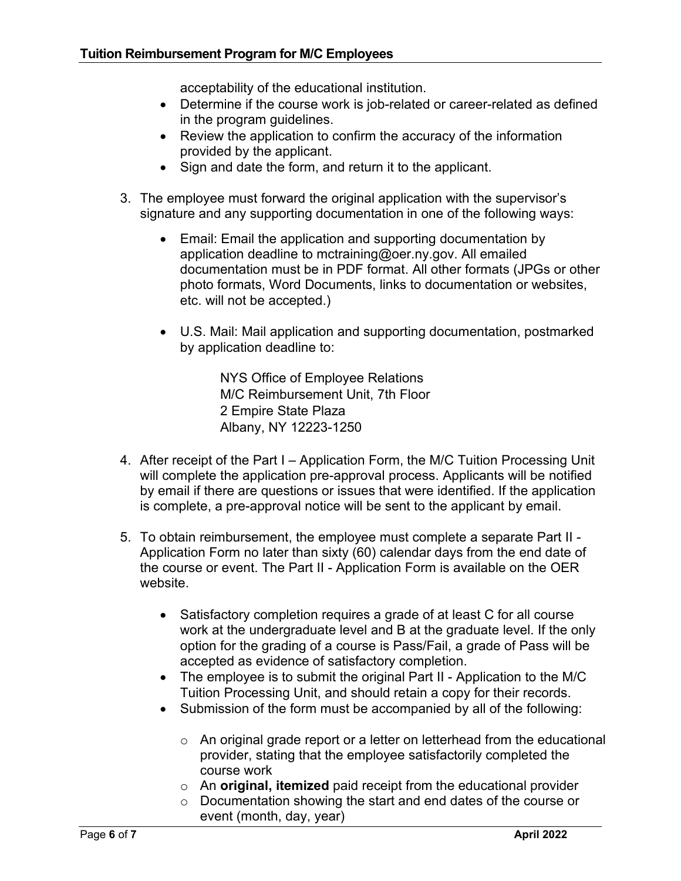acceptability of the educational institution.

- Determine if the course work is job-related or career-related as defined in the program guidelines.
- Review the application to confirm the accuracy of the information provided by the applicant.
- Sign and date the form, and return it to the applicant.

3. The employee must forward the original application with the supervisor's signature and any supporting documentation in one of the following ways:

   - Email: Email the application and supporting documentation by application deadline to mctraining@oer.ny.gov. All emailed documentation must be in PDF format. All other formats (JPGs or other photo formats, Word Documents, links to documentation or websites, etc. will not be accepted.)

   - U.S. Mail: Mail application and supporting documentation, postmarked by application deadline to:

     NYS Office of Employee Relations
     M/C Reimbursement Unit, 7th Floor
     2 Empire State Plaza
     Albany, NY 12223-1250

4. After receipt of the Part I – Application Form, the M/C Tuition Processing Unit will complete the application pre-approval process. Applicants will be notified by email if there are questions or issues that were identified. If the application is complete, a pre-approval notice will be sent to the applicant by email.

5. To obtain reimbursement, the employee must complete a separate Part II - Application Form no later than sixty (60) calendar days from the end date of the course or event. The Part II - Application Form is available on the OER website.

   - Satisfactory completion requires a grade of at least C for all course work at the undergraduate level and B at the graduate level. If the only option for the grading of a course is Pass/Fail, a grade of Pass will be accepted as evidence of satisfactory completion.
   - The employee is to submit the original Part II - Application to the M/C Tuition Processing Unit, and should retain a copy for their records.
   - Submission of the form must be accompanied by all of the following:
     - An original grade report or a letter on letterhead from the educational provider, stating that the employee satisfactorily completed the course work
     - An **original, itemized** paid receipt from the educational provider
     - Documentation showing the start and end dates of the course or event (month, day, year)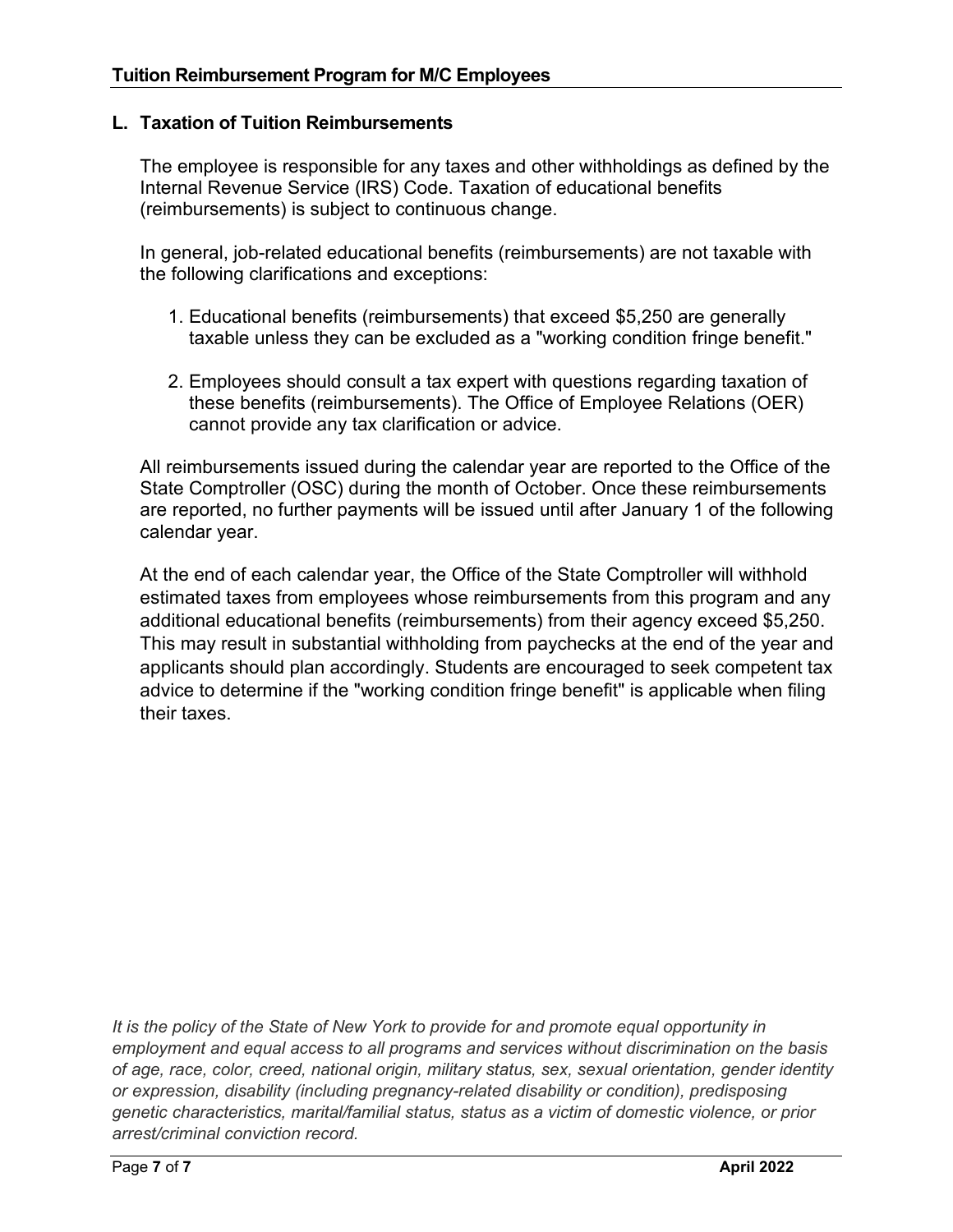## L. Taxation of Tuition Reimbursements

The employee is responsible for any taxes and other withholdings as defined by the Internal Revenue Service (IRS) Code. Taxation of educational benefits (reimbursements) is subject to continuous change.

In general, job-related educational benefits (reimbursements) are not taxable with the following clarifications and exceptions:

1. Educational benefits (reimbursements) that exceed $5,250 are generally taxable unless they can be excluded as a "working condition fringe benefit."
2. Employees should consult a tax expert with questions regarding taxation of these benefits (reimbursements). The Office of Employee Relations (OER) cannot provide any tax clarification or advice.

All reimbursements issued during the calendar year are reported to the Office of the State Comptroller (OSC) during the month of October. Once these reimbursements are reported, no further payments will be issued until after January 1 of the following calendar year.

At the end of each calendar year, the Office of the State Comptroller will withhold estimated taxes from employees whose reimbursements from this program and any additional educational benefits (reimbursements) from their agency exceed $5,250. This may result in substantial withholding from paychecks at the end of the year and applicants should plan accordingly. Students are encouraged to seek competent tax advice to determine if the "working condition fringe benefit" is applicable when filing their taxes.

*It is the policy of the State of New York to provide for and promote equal opportunity in employment and equal access to all programs and services without discrimination on the basis of age, race, color, creed, national origin, military status, sex, sexual orientation, gender identity or expression, disability (including pregnancy-related disability or condition), predisposing genetic characteristics, marital/familial status, status as a victim of domestic violence, or prior arrest/criminal conviction record.*